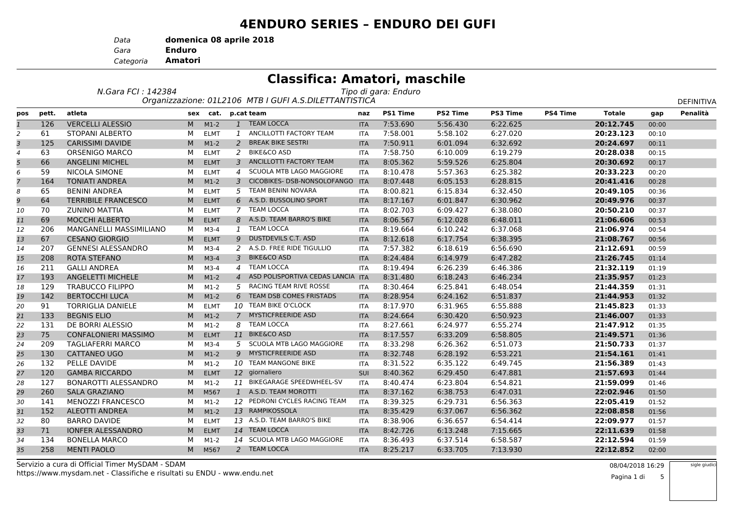# 4ENDURO SERIES – ENDURO DEI GUFI

*Data* **domenica 08 aprile 2018**
*Gara* **Enduro**
*Categoria* **Amatori**

## Classifica: Amatori, maschile

*N.Gara FCI : 142384* *Tipo di gara: Enduro*
*Organizzazione: 01L2106 MTB I GUFI A.S.DILETTANTISTICA*

DEFINITIVA

| pos | pett. | atleta | sex | cat. | p.cat | team | naz | PS1 Time | PS2 Time | PS3 Time | PS4 Time | Totale | gap | Penalità |
|---|---|---|---|---|---|---|---|---|---|---|---|---|---|---|
| 1 | 126 | VERCELLI ALESSIO | M | M1-2 | 1 | TEAM LOCCA | ITA | 7:53.690 | 5:56.430 | 6:22.625 | | **20:12.745** | 00:00 | |
| 2 | 61 | STOPANI ALBERTO | M | ELMT | 1 | ANCILLOTTI FACTORY TEAM | ITA | 7:58.001 | 5:58.102 | 6:27.020 | | **20:23.123** | 00:10 | |
| 3 | 125 | CARISSIMI DAVIDE | M | M1-2 | 2 | BREAK BIKE SESTRI | ITA | 7:50.911 | 6:01.094 | 6:32.692 | | **20:24.697** | 00:11 | |
| 4 | 63 | ORSENIGO MARCO | M | ELMT | 2 | BIKE&CO ASD | ITA | 7:58.750 | 6:10.009 | 6:19.279 | | **20:28.038** | 00:15 | |
| 5 | 66 | ANGELINI MICHEL | M | ELMT | 3 | ANCILLOTTI FACTORY TEAM | ITA | 8:05.362 | 5:59.526 | 6:25.804 | | **20:30.692** | 00:17 | |
| 6 | 59 | NICOLA SIMONE | M | ELMT | 4 | SCUOLA MTB LAGO MAGGIORE | ITA | 8:10.478 | 5:57.363 | 6:25.382 | | **20:33.223** | 00:20 | |
| 7 | 164 | TONIATI ANDREA | M | M1-2 | 3 | CICOBIKES- DSB-NONSOLOFANGO | ITA | 8:07.448 | 6:05.153 | 6:28.815 | | **20:41.416** | 00:28 | |
| 8 | 65 | BENINI ANDREA | M | ELMT | 5 | TEAM BENINI NOVARA | ITA | 8:00.821 | 6:15.834 | 6:32.450 | | **20:49.105** | 00:36 | |
| 9 | 64 | TERRIBILE FRANCESCO | M | ELMT | 6 | A.S.D. BUSSOLINO SPORT | ITA | 8:17.167 | 6:01.847 | 6:30.962 | | **20:49.976** | 00:37 | |
| 10 | 70 | ZUNINO MATTIA | M | ELMT | 7 | TEAM LOCCA | ITA | 8:02.703 | 6:09.427 | 6:38.080 | | **20:50.210** | 00:37 | |
| 11 | 69 | MOCCHI ALBERTO | M | ELMT | 8 | A.S.D. TEAM BARRO'S BIKE | ITA | 8:06.567 | 6:12.028 | 6:48.011 | | **21:06.606** | 00:53 | |
| 12 | 206 | MANGANELLI MASSIMILIANO | M | M3-4 | 1 | TEAM LOCCA | ITA | 8:19.664 | 6:10.242 | 6:37.068 | | **21:06.974** | 00:54 | |
| 13 | 67 | CESANO GIORGIO | M | ELMT | 9 | DUSTDEVILS C.T. ASD | ITA | 8:12.618 | 6:17.754 | 6:38.395 | | **21:08.767** | 00:56 | |
| 14 | 207 | GENNESI ALESSANDRO | M | M3-4 | 2 | A.S.D. FREE RIDE TIGULLIO | ITA | 7:57.382 | 6:18.619 | 6:56.690 | | **21:12.691** | 00:59 | |
| 15 | 208 | ROTA STEFANO | M | M3-4 | 3 | BIKE&CO ASD | ITA | 8:24.484 | 6:14.979 | 6:47.282 | | **21:26.745** | 01:14 | |
| 16 | 211 | GALLI ANDREA | M | M3-4 | 4 | TEAM LOCCA | ITA | 8:19.494 | 6:26.239 | 6:46.386 | | **21:32.119** | 01:19 | |
| 17 | 193 | ANGELETTI MICHELE | M | M1-2 | 4 | ASD POLISPORTIVA CEDAS LANCIA | ITA | 8:31.480 | 6:18.243 | 6:46.234 | | **21:35.957** | 01:23 | |
| 18 | 129 | TRABUCCO FILIPPO | M | M1-2 | 5 | RACING TEAM RIVE ROSSE | ITA | 8:30.464 | 6:25.841 | 6:48.054 | | **21:44.359** | 01:31 | |
| 19 | 142 | BERTOCCHI LUCA | M | M1-2 | 6 | TEAM DSB COMES FRISTADS | ITA | 8:28.954 | 6:24.162 | 6:51.837 | | **21:44.953** | 01:32 | |
| 20 | 91 | TORRIGLIA DANIELE | M | ELMT | 10 | TEAM BIKE O'CLOCK | ITA | 8:17.970 | 6:31.965 | 6:55.888 | | **21:45.823** | 01:33 | |
| 21 | 133 | BEGNIS ELIO | M | M1-2 | 7 | MYSTICFREERIDE ASD | ITA | 8:24.664 | 6:30.420 | 6:50.923 | | **21:46.007** | 01:33 | |
| 22 | 131 | DE BORRI ALESSIO | M | M1-2 | 8 | TEAM LOCCA | ITA | 8:27.661 | 6:24.977 | 6:55.274 | | **21:47.912** | 01:35 | |
| 23 | 75 | CONFALONIERI MASSIMO | M | ELMT | 11 | BIKE&CO ASD | ITA | 8:17.557 | 6:33.209 | 6:58.805 | | **21:49.571** | 01:36 | |
| 24 | 209 | TAGLIAFERRI MARCO | M | M3-4 | 5 | SCUOLA MTB LAGO MAGGIORE | ITA | 8:33.298 | 6:26.362 | 6:51.073 | | **21:50.733** | 01:37 | |
| 25 | 130 | CATTANEO UGO | M | M1-2 | 9 | MYSTICFREERIDE ASD | ITA | 8:32.748 | 6:28.192 | 6:53.221 | | **21:54.161** | 01:41 | |
| 26 | 132 | PELLE DAVIDE | M | M1-2 | 10 | TEAM MANGONE BIKE | ITA | 8:31.522 | 6:35.122 | 6:49.745 | | **21:56.389** | 01:43 | |
| 27 | 120 | GAMBA RICCARDO | M | ELMT | 12 | giornaliero | SUI | 8:40.362 | 6:29.450 | 6:47.881 | | **21:57.693** | 01:44 | |
| 28 | 127 | BONAROTTI ALESSANDRO | M | M1-2 | 11 | BIKEGARAGE SPEEDWHEEL-SV | ITA | 8:40.474 | 6:23.804 | 6:54.821 | | **21:59.099** | 01:46 | |
| 29 | 260 | SALA GRAZIANO | M | M567 | 1 | A.S.D. TEAM MOROTTI | ITA | 8:37.162 | 6:38.753 | 6:47.031 | | **22:02.946** | 01:50 | |
| 30 | 141 | MENOZZI FRANCESCO | M | M1-2 | 12 | PEDRONI CYCLES RACING TEAM | ITA | 8:39.325 | 6:29.731 | 6:56.363 | | **22:05.419** | 01:52 | |
| 31 | 152 | ALEOTTI ANDREA | M | M1-2 | 13 | RAMPIKOSSOLA | ITA | 8:35.429 | 6:37.067 | 6:56.362 | | **22:08.858** | 01:56 | |
| 32 | 80 | BARRO DAVIDE | M | ELMT | 13 | A.S.D. TEAM BARRO'S BIKE | ITA | 8:38.906 | 6:36.657 | 6:54.414 | | **22:09.977** | 01:57 | |
| 33 | 71 | IONFER ALESSANDRO | M | ELMT | 14 | TEAM LOCCA | ITA | 8:42.726 | 6:13.248 | 7:15.665 | | **22:11.639** | 01:58 | |
| 34 | 134 | BONELLA MARCO | M | M1-2 | 14 | SCUOLA MTB LAGO MAGGIORE | ITA | 8:36.493 | 6:37.514 | 6:58.587 | | **22:12.594** | 01:59 | |
| 35 | 258 | MENTI PAOLO | M | M567 | 2 | TEAM LOCCA | ITA | 8:25.217 | 6:33.705 | 7:13.930 | | **22:12.852** | 02:00 | |

Servizio a cura di Official Timer MySDAM - SDAM
https://www.mysdam.net - Classifiche e risultati su ENDU - www.endu.net

08/04/2018 16:29

sigle giudici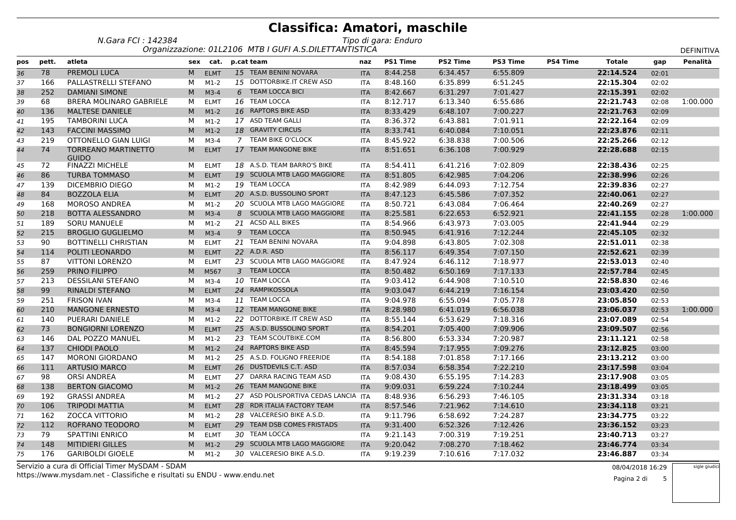# Classifica: Amatori, maschile

*N.Gara FCI : 142384* *Tipo di gara: Enduro*

*Organizzazione: 01L2106 MTB I GUFI A.S.DILETTANTISTICA*

DEFINITIVA

| pos | pett. | atleta | sex | cat. | p.cat | team | naz | PS1 Time | PS2 Time | PS3 Time | PS4 Time | Totale | gap | Penalità |
|---|---|---|---|---|---|---|---|---|---|---|---|---|---|---|
| 36 | 78 | PREMOLI LUCA | M | ELMT | 15 | TEAM BENINI NOVARA | ITA | 8:44.258 | 6:34.457 | 6:55.809 | | **22:14.524** | 02:01 | |
| 37 | 166 | PALLASTRELLI STEFANO | M | M1-2 | 15 | DOTTORBIKE.IT CREW ASD | ITA | 8:48.160 | 6:35.899 | 6:51.245 | | **22:15.304** | 02:02 | |
| 38 | 252 | DAMIANI SIMONE | M | M3-4 | 6 | TEAM LOCCA BICI | ITA | 8:42.667 | 6:31.297 | 7:01.427 | | **22:15.391** | 02:02 | |
| 39 | 68 | BRERA MOLINARO GABRIELE | M | ELMT | 16 | TEAM LOCCA | ITA | 8:12.717 | 6:13.340 | 6:55.686 | | **22:21.743** | 02:08 | 1:00.000 |
| 40 | 136 | MALTESE DANIELE | M | M1-2 | 16 | RAPTORS BIKE ASD | ITA | 8:33.429 | 6:48.107 | 7:00.227 | | **22:21.763** | 02:09 | |
| 41 | 195 | TAMBORINI LUCA | M | M1-2 | 17 | ASD TEAM GALLI | ITA | 8:36.372 | 6:43.881 | 7:01.911 | | **22:22.164** | 02:09 | |
| 42 | 143 | FACCINI MASSIMO | M | M1-2 | 18 | GRAVITY CIRCUS | ITA | 8:33.741 | 6:40.084 | 7:10.051 | | **22:23.876** | 02:11 | |
| 43 | 219 | OTTONELLO GIAN LUIGI | M | M3-4 | 7 | TEAM BIKE O'CLOCK | ITA | 8:45.922 | 6:38.838 | 7:00.506 | | **22:25.266** | 02:12 | |
| 44 | 74 | TORREANO MARTINETTO GUIDO | M | ELMT | 17 | TEAM MANGONE BIKE | ITA | 8:51.651 | 6:36.108 | 7:00.929 | | **22:28.688** | 02:15 | |
| 45 | 72 | FINAZZI MICHELE | M | ELMT | 18 | A.S.D. TEAM BARRO'S BIKE | ITA | 8:54.411 | 6:41.216 | 7:02.809 | | **22:38.436** | 02:25 | |
| 46 | 86 | TURBA TOMMASO | M | ELMT | 19 | SCUOLA MTB LAGO MAGGIORE | ITA | 8:51.805 | 6:42.985 | 7:04.206 | | **22:38.996** | 02:26 | |
| 47 | 139 | DICEMBRIO DIEGO | M | M1-2 | 19 | TEAM LOCCA | ITA | 8:42.989 | 6:44.093 | 7:12.754 | | **22:39.836** | 02:27 | |
| 48 | 84 | BOZZOLA ELIA | M | ELMT | 20 | A.S.D. BUSSOLINO SPORT | ITA | 8:47.123 | 6:45.586 | 7:07.352 | | **22:40.061** | 02:27 | |
| 49 | 168 | MOROSO ANDREA | M | M1-2 | 20 | SCUOLA MTB LAGO MAGGIORE | ITA | 8:50.721 | 6:43.084 | 7:06.464 | | **22:40.269** | 02:27 | |
| 50 | 218 | BOTTA ALESSANDRO | M | M3-4 | 8 | SCUOLA MTB LAGO MAGGIORE | ITA | 8:25.581 | 6:22.653 | 6:52.921 | | **22:41.155** | 02:28 | 1:00.000 |
| 51 | 189 | SORU MANUELE | M | M1-2 | 21 | ACSD ALL BIKES | ITA | 8:54.966 | 6:43.973 | 7:03.005 | | **22:41.944** | 02:29 | |
| 52 | 215 | BROGLIO GUGLIELMO | M | M3-4 | 9 | TEAM LOCCA | ITA | 8:50.945 | 6:41.916 | 7:12.244 | | **22:45.105** | 02:32 | |
| 53 | 90 | BOTTINELLI CHRISTIAN | M | ELMT | 21 | TEAM BENINI NOVARA | ITA | 9:04.898 | 6:43.805 | 7:02.308 | | **22:51.011** | 02:38 | |
| 54 | 114 | POLITI LEONARDO | M | ELMT | 22 | A.D.R. ASD | ITA | 8:56.117 | 6:49.354 | 7:07.150 | | **22:52.621** | 02:39 | |
| 55 | 87 | VITTONI LORENZO | M | ELMT | 23 | SCUOLA MTB LAGO MAGGIORE | ITA | 8:47.924 | 6:46.112 | 7:18.977 | | **22:53.013** | 02:40 | |
| 56 | 259 | PRINO FILIPPO | M | M567 | 3 | TEAM LOCCA | ITA | 8:50.482 | 6:50.169 | 7:17.133 | | **22:57.784** | 02:45 | |
| 57 | 213 | DESSILANI STEFANO | M | M3-4 | 10 | TEAM LOCCA | ITA | 9:03.412 | 6:44.908 | 7:10.510 | | **22:58.830** | 02:46 | |
| 58 | 99 | RINALDI STEFANO | M | ELMT | 24 | RAMPIKOSSOLA | ITA | 9:03.047 | 6:44.219 | 7:16.154 | | **23:03.420** | 02:50 | |
| 59 | 251 | FRISON IVAN | M | M3-4 | 11 | TEAM LOCCA | ITA | 9:04.978 | 6:55.094 | 7:05.778 | | **23:05.850** | 02:53 | |
| 60 | 210 | MANGONE ERNESTO | M | M3-4 | 12 | TEAM MANGONE BIKE | ITA | 8:28.980 | 6:41.019 | 6:56.038 | | **23:06.037** | 02:53 | 1:00.000 |
| 61 | 140 | PUERARI DANIELE | M | M1-2 | 22 | DOTTORBIKE.IT CREW ASD | ITA | 8:55.144 | 6:53.629 | 7:18.316 | | **23:07.089** | 02:54 | |
| 62 | 73 | BONGIORNI LORENZO | M | ELMT | 25 | A.S.D. BUSSOLINO SPORT | ITA | 8:54.201 | 7:05.400 | 7:09.906 | | **23:09.507** | 02:56 | |
| 63 | 146 | DAL POZZO MANUEL | M | M1-2 | 23 | TEAM SCOUTBIKE.COM | ITA | 8:56.800 | 6:53.334 | 7:20.987 | | **23:11.121** | 02:58 | |
| 64 | 137 | CHIODI PAOLO | M | M1-2 | 24 | RAPTORS BIKE ASD | ITA | 8:45.594 | 7:17.955 | 7:09.276 | | **23:12.825** | 03:00 | |
| 65 | 147 | MORONI GIORDANO | M | M1-2 | 25 | A.S.D. FOLIGNO FREERIDE | ITA | 8:54.188 | 7:01.858 | 7:17.166 | | **23:13.212** | 03:00 | |
| 66 | 111 | ARTUSIO MARCO | M | ELMT | 26 | DUSTDEVILS C.T. ASD | ITA | 8:57.034 | 6:58.354 | 7:22.210 | | **23:17.598** | 03:04 | |
| 67 | 98 | ORSI ANDREA | M | ELMT | 27 | DARRA RACING TEAM ASD | ITA | 9:08.430 | 6:55.195 | 7:14.283 | | **23:17.908** | 03:05 | |
| 68 | 138 | BERTON GIACOMO | M | M1-2 | 26 | TEAM MANGONE BIKE | ITA | 9:09.031 | 6:59.224 | 7:10.244 | | **23:18.499** | 03:05 | |
| 69 | 192 | GRASSI ANDREA | M | M1-2 | 27 | ASD POLISPORTIVA CEDAS LANCIA | ITA | 8:48.936 | 6:56.293 | 7:46.105 | | **23:31.334** | 03:18 | |
| 70 | 106 | TRIPODI MATTIA | M | ELMT | 28 | RDR ITALIA FACTORY TEAM | ITA | 8:57.546 | 7:21.962 | 7:14.610 | | **23:34.118** | 03:21 | |
| 71 | 162 | ZOCCA VITTORIO | M | M1-2 | 28 | VALCERESIO BIKE A.S.D. | ITA | 9:11.796 | 6:58.692 | 7:24.287 | | **23:34.775** | 03:22 | |
| 72 | 112 | ROFRANO TEODORO | M | ELMT | 29 | TEAM DSB COMES FRISTADS | ITA | 9:31.400 | 6:52.326 | 7:12.426 | | **23:36.152** | 03:23 | |
| 73 | 79 | SPATTINI ENRICO | M | ELMT | 30 | TEAM LOCCA | ITA | 9:21.143 | 7:00.319 | 7:19.251 | | **23:40.713** | 03:27 | |
| 74 | 148 | MITIDIERI GILLES | M | M1-2 | 29 | SCUOLA MTB LAGO MAGGIORE | ITA | 9:20.042 | 7:08.270 | 7:18.462 | | **23:46.774** | 03:34 | |
| 75 | 176 | GARIBOLDI GIOELE | M | M1-2 | 30 | VALCERESIO BIKE A.S.D. | ITA | 9:19.239 | 7:10.616 | 7:17.032 | | **23:46.887** | 03:34 | |

Servizio a cura di Official Timer MySDAM - SDAM
https://www.mysdam.net - Classifiche e risultati su ENDU - www.endu.net

08/04/2018 16:29

sigle giudici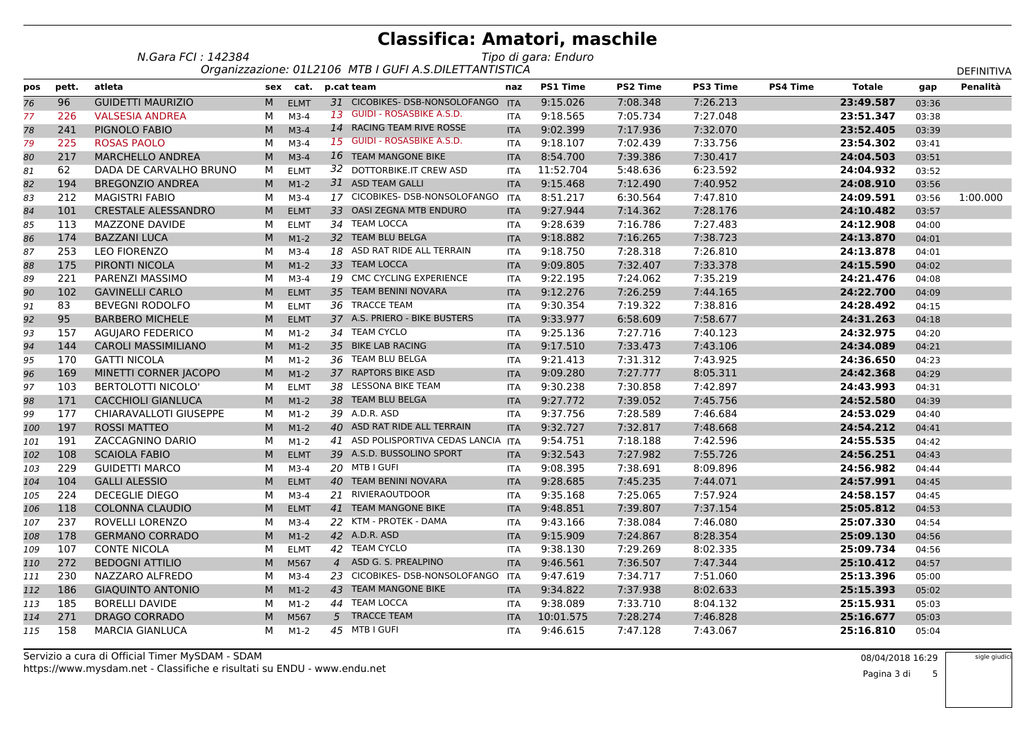# Classifica: Amatori, maschile

*N.Gara FCI : 142384* *Tipo di gara: Enduro*

*Organizzazione: 01L2106 MTB I GUFI A.S.DILETTANTISTICA*

DEFINITIVA

| pos | pett. | atleta | sex | cat. | p.cat | team | naz | PS1 Time | PS2 Time | PS3 Time | PS4 Time | Totale | gap | Penalità |
|---|---|---|---|---|---|---|---|---|---|---|---|---|---|---|
| 76 | 96 | GUIDETTI MAURIZIO | M | ELMT | 31 | CICOBIKES- DSB-NONSOLOFANGO | ITA | 9:15.026 | 7:08.348 | 7:26.213 | | **23:49.587** | 03:36 | |
| 77 | 226 | VALSESIA ANDREA | M | M3-4 | 13 | GUIDI - ROSASBIKE A.S.D. | ITA | 9:18.565 | 7:05.734 | 7:27.048 | | **23:51.347** | 03:38 | |
| 78 | 241 | PIGNOLO FABIO | M | M3-4 | 14 | RACING TEAM RIVE ROSSE | ITA | 9:02.399 | 7:17.936 | 7:32.070 | | **23:52.405** | 03:39 | |
| 79 | 225 | ROSAS PAOLO | M | M3-4 | 15 | GUIDI - ROSASBIKE A.S.D. | ITA | 9:18.107 | 7:02.439 | 7:33.756 | | **23:54.302** | 03:41 | |
| 80 | 217 | MARCHELLO ANDREA | M | M3-4 | 16 | TEAM MANGONE BIKE | ITA | 8:54.700 | 7:39.386 | 7:30.417 | | **24:04.503** | 03:51 | |
| 81 | 62 | DADA DE CARVALHO BRUNO | M | ELMT | 32 | DOTTORBIKE.IT CREW ASD | ITA | 11:52.704 | 5:48.636 | 6:23.592 | | **24:04.932** | 03:52 | |
| 82 | 194 | BREGONZIO ANDREA | M | M1-2 | 31 | ASD TEAM GALLI | ITA | 9:15.468 | 7:12.490 | 7:40.952 | | **24:08.910** | 03:56 | |
| 83 | 212 | MAGISTRI FABIO | M | M3-4 | 17 | CICOBIKES- DSB-NONSOLOFANGO | ITA | 8:51.217 | 6:30.564 | 7:47.810 | | **24:09.591** | 03:56 | 1:00.000 |
| 84 | 101 | CRESTALE ALESSANDRO | M | ELMT | 33 | OASI ZEGNA MTB ENDURO | ITA | 9:27.944 | 7:14.362 | 7:28.176 | | **24:10.482** | 03:57 | |
| 85 | 113 | MAZZONE DAVIDE | M | ELMT | 34 | TEAM LOCCA | ITA | 9:28.639 | 7:16.786 | 7:27.483 | | **24:12.908** | 04:00 | |
| 86 | 174 | BAZZANI LUCA | M | M1-2 | 32 | TEAM BLU BELGA | ITA | 9:18.882 | 7:16.265 | 7:38.723 | | **24:13.870** | 04:01 | |
| 87 | 253 | LEO FIORENZO | M | M3-4 | 18 | ASD RAT RIDE ALL TERRAIN | ITA | 9:18.750 | 7:28.318 | 7:26.810 | | **24:13.878** | 04:01 | |
| 88 | 175 | PIRONTI NICOLA | M | M1-2 | 33 | TEAM LOCCA | ITA | 9:09.805 | 7:32.407 | 7:33.378 | | **24:15.590** | 04:02 | |
| 89 | 221 | PARENZI MASSIMO | M | M3-4 | 19 | CMC CYCLING EXPERIENCE | ITA | 9:22.195 | 7:24.062 | 7:35.219 | | **24:21.476** | 04:08 | |
| 90 | 102 | GAVINELLI CARLO | M | ELMT | 35 | TEAM BENINI NOVARA | ITA | 9:12.276 | 7:26.259 | 7:44.165 | | **24:22.700** | 04:09 | |
| 91 | 83 | BEVEGNI RODOLFO | M | ELMT | 36 | TRACCE TEAM | ITA | 9:30.354 | 7:19.322 | 7:38.816 | | **24:28.492** | 04:15 | |
| 92 | 95 | BARBERO MICHELE | M | ELMT | 37 | A.S. PRIERO - BIKE BUSTERS | ITA | 9:33.977 | 6:58.609 | 7:58.677 | | **24:31.263** | 04:18 | |
| 93 | 157 | AGUJARO FEDERICO | M | M1-2 | 34 | TEAM CYCLO | ITA | 9:25.136 | 7:27.716 | 7:40.123 | | **24:32.975** | 04:20 | |
| 94 | 144 | CAROLI MASSIMILIANO | M | M1-2 | 35 | BIKE LAB RACING | ITA | 9:17.510 | 7:33.473 | 7:43.106 | | **24:34.089** | 04:21 | |
| 95 | 170 | GATTI NICOLA | M | M1-2 | 36 | TEAM BLU BELGA | ITA | 9:21.413 | 7:31.312 | 7:43.925 | | **24:36.650** | 04:23 | |
| 96 | 169 | MINETTI CORNER JACOPO | M | M1-2 | 37 | RAPTORS BIKE ASD | ITA | 9:09.280 | 7:27.777 | 8:05.311 | | **24:42.368** | 04:29 | |
| 97 | 103 | BERTOLOTTI NICOLO' | M | ELMT | 38 | LESSONA BIKE TEAM | ITA | 9:30.238 | 7:30.858 | 7:42.897 | | **24:43.993** | 04:31 | |
| 98 | 171 | CACCHIOLI GIANLUCA | M | M1-2 | 38 | TEAM BLU BELGA | ITA | 9:27.772 | 7:39.052 | 7:45.756 | | **24:52.580** | 04:39 | |
| 99 | 177 | CHIARAVALLOTI GIUSEPPE | M | M1-2 | 39 | A.D.R. ASD | ITA | 9:37.756 | 7:28.589 | 7:46.684 | | **24:53.029** | 04:40 | |
| 100 | 197 | ROSSI MATTEO | M | M1-2 | 40 | ASD RAT RIDE ALL TERRAIN | ITA | 9:32.727 | 7:32.817 | 7:48.668 | | **24:54.212** | 04:41 | |
| 101 | 191 | ZACCAGNINO DARIO | M | M1-2 | 41 | ASD POLISPORTIVA CEDAS LANCIA | ITA | 9:54.751 | 7:18.188 | 7:42.596 | | **24:55.535** | 04:42 | |
| 102 | 108 | SCAIOLA FABIO | M | ELMT | 39 | A.S.D. BUSSOLINO SPORT | ITA | 9:32.543 | 7:27.982 | 7:55.726 | | **24:56.251** | 04:43 | |
| 103 | 229 | GUIDETTI MARCO | M | M3-4 | 20 | MTB I GUFI | ITA | 9:08.395 | 7:38.691 | 8:09.896 | | **24:56.982** | 04:44 | |
| 104 | 104 | GALLI ALESSIO | M | ELMT | 40 | TEAM BENINI NOVARA | ITA | 9:28.685 | 7:45.235 | 7:44.071 | | **24:57.991** | 04:45 | |
| 105 | 224 | DECEGLIE DIEGO | M | M3-4 | 21 | RIVIERAOUTDOOR | ITA | 9:35.168 | 7:25.065 | 7:57.924 | | **24:58.157** | 04:45 | |
| 106 | 118 | COLONNA CLAUDIO | M | ELMT | 41 | TEAM MANGONE BIKE | ITA | 9:48.851 | 7:39.807 | 7:37.154 | | **25:05.812** | 04:53 | |
| 107 | 237 | ROVELLI LORENZO | M | M3-4 | 22 | KTM - PROTEK - DAMA | ITA | 9:43.166 | 7:38.084 | 7:46.080 | | **25:07.330** | 04:54 | |
| 108 | 178 | GERMANO CORRADO | M | M1-2 | 42 | A.D.R. ASD | ITA | 9:15.909 | 7:24.867 | 8:28.354 | | **25:09.130** | 04:56 | |
| 109 | 107 | CONTE NICOLA | M | ELMT | 42 | TEAM CYCLO | ITA | 9:38.130 | 7:29.269 | 8:02.335 | | **25:09.734** | 04:56 | |
| 110 | 272 | BEDOGNI ATTILIO | M | M567 | 4 | ASD G. S. PREALPINO | ITA | 9:46.561 | 7:36.507 | 7:47.344 | | **25:10.412** | 04:57 | |
| 111 | 230 | NAZZARO ALFREDO | M | M3-4 | 23 | CICOBIKES- DSB-NONSOLOFANGO | ITA | 9:47.619 | 7:34.717 | 7:51.060 | | **25:13.396** | 05:00 | |
| 112 | 186 | GIAQUINTO ANTONIO | M | M1-2 | 43 | TEAM MANGONE BIKE | ITA | 9:34.822 | 7:37.938 | 8:02.633 | | **25:15.393** | 05:02 | |
| 113 | 185 | BORELLI DAVIDE | M | M1-2 | 44 | TEAM LOCCA | ITA | 9:38.089 | 7:33.710 | 8:04.132 | | **25:15.931** | 05:03 | |
| 114 | 271 | DRAGO CORRADO | M | M567 | 5 | TRACCE TEAM | ITA | 10:01.575 | 7:28.274 | 7:46.828 | | **25:16.677** | 05:03 | |
| 115 | 158 | MARCIA GIANLUCA | M | M1-2 | 45 | MTB I GUFI | ITA | 9:46.615 | 7:47.128 | 7:43.067 | | **25:16.810** | 05:04 | |

Servizio a cura di Official Timer MySDAM - SDAM
https://www.mysdam.net - Classifiche e risultati su ENDU - www.endu.net

08/04/2018 16:29

sigle giudici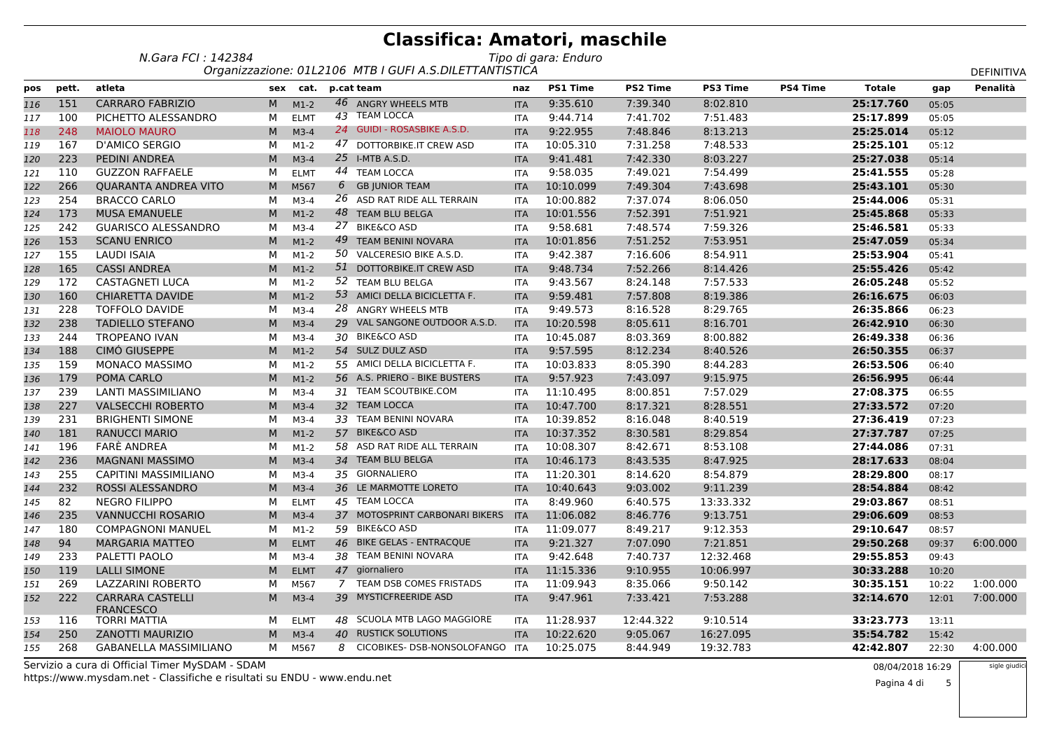# Classifica: Amatori, maschile

*N.Gara FCI : 142384* *Tipo di gara: Enduro*

*Organizzazione: 01L2106 MTB I GUFI A.S.DILETTANTISTICA*

DEFINITIVA

| pos | pett. | atleta | sex | cat. | p.cat | team | naz | PS1 Time | PS2 Time | PS3 Time | PS4 Time | Totale | gap | Penalità |
|---|---|---|---|---|---|---|---|---|---|---|---|---|---|---|
| 116 | 151 | CARRARO FABRIZIO | M | M1-2 | 46 | ANGRY WHEELS MTB | ITA | 9:35.610 | 7:39.340 | 8:02.810 | | **25:17.760** | 05:05 | |
| 117 | 100 | PICHETTO ALESSANDRO | M | ELMT | 43 | TEAM LOCCA | ITA | 9:44.714 | 7:41.702 | 7:51.483 | | **25:17.899** | 05:05 | |
| 118 | 248 | MAIOLO MAURO | M | M3-4 | 24 | GUIDI - ROSASBIKE A.S.D. | ITA | 9:22.955 | 7:48.846 | 8:13.213 | | **25:25.014** | 05:12 | |
| 119 | 167 | D'AMICO SERGIO | M | M1-2 | 47 | DOTTORBIKE.IT CREW ASD | ITA | 10:05.310 | 7:31.258 | 7:48.533 | | **25:25.101** | 05:12 | |
| 120 | 223 | PEDINI ANDREA | M | M3-4 | 25 | I-MTB A.S.D. | ITA | 9:41.481 | 7:42.330 | 8:03.227 | | **25:27.038** | 05:14 | |
| 121 | 110 | GUZZON RAFFAELE | M | ELMT | 44 | TEAM LOCCA | ITA | 9:58.035 | 7:49.021 | 7:54.499 | | **25:41.555** | 05:28 | |
| 122 | 266 | QUARANTA ANDREA VITO | M | M567 | 6 | GB JUNIOR TEAM | ITA | 10:10.099 | 7:49.304 | 7:43.698 | | **25:43.101** | 05:30 | |
| 123 | 254 | BRACCO CARLO | M | M3-4 | 26 | ASD RAT RIDE ALL TERRAIN | ITA | 10:00.882 | 7:37.074 | 8:06.050 | | **25:44.006** | 05:31 | |
| 124 | 173 | MUSA EMANUELE | M | M1-2 | 48 | TEAM BLU BELGA | ITA | 10:01.556 | 7:52.391 | 7:51.921 | | **25:45.868** | 05:33 | |
| 125 | 242 | GUARISCO ALESSANDRO | M | M3-4 | 27 | BIKE&CO ASD | ITA | 9:58.681 | 7:48.574 | 7:59.326 | | **25:46.581** | 05:33 | |
| 126 | 153 | SCANU ENRICO | M | M1-2 | 49 | TEAM BENINI NOVARA | ITA | 10:01.856 | 7:51.252 | 7:53.951 | | **25:47.059** | 05:34 | |
| 127 | 155 | LAUDI ISAIA | M | M1-2 | 50 | VALCERESIO BIKE A.S.D. | ITA | 9:42.387 | 7:16.606 | 8:54.911 | | **25:53.904** | 05:41 | |
| 128 | 165 | CASSI ANDREA | M | M1-2 | 51 | DOTTORBIKE.IT CREW ASD | ITA | 9:48.734 | 7:52.266 | 8:14.426 | | **25:55.426** | 05:42 | |
| 129 | 172 | CASTAGNETI LUCA | M | M1-2 | 52 | TEAM BLU BELGA | ITA | 9:43.567 | 8:24.148 | 7:57.533 | | **26:05.248** | 05:52 | |
| 130 | 160 | CHIARETTA DAVIDE | M | M1-2 | 53 | AMICI DELLA BICICLETTA F. | ITA | 9:59.481 | 7:57.808 | 8:19.386 | | **26:16.675** | 06:03 | |
| 131 | 228 | TOFFOLO DAVIDE | M | M3-4 | 28 | ANGRY WHEELS MTB | ITA | 9:49.573 | 8:16.528 | 8:29.765 | | **26:35.866** | 06:23 | |
| 132 | 238 | TADIELLO STEFANO | M | M3-4 | 29 | VAL SANGONE OUTDOOR A.S.D. | ITA | 10:20.598 | 8:05.611 | 8:16.701 | | **26:42.910** | 06:30 | |
| 133 | 244 | TROPEANO IVAN | M | M3-4 | 30 | BIKE&CO ASD | ITA | 10:45.087 | 8:03.369 | 8:00.882 | | **26:49.338** | 06:36 | |
| 134 | 188 | CIMÓ GIUSEPPE | M | M1-2 | 54 | SULZ DULZ ASD | ITA | 9:57.595 | 8:12.234 | 8:40.526 | | **26:50.355** | 06:37 | |
| 135 | 159 | MONACO MASSIMO | M | M1-2 | 55 | AMICI DELLA BICICLETTA F. | ITA | 10:03.833 | 8:05.390 | 8:44.283 | | **26:53.506** | 06:40 | |
| 136 | 179 | POMA CARLO | M | M1-2 | 56 | A.S. PRIERO - BIKE BUSTERS | ITA | 9:57.923 | 7:43.097 | 9:15.975 | | **26:56.995** | 06:44 | |
| 137 | 239 | LANTI MASSIMILIANO | M | M3-4 | 31 | TEAM SCOUTBIKE.COM | ITA | 11:10.495 | 8:00.851 | 7:57.029 | | **27:08.375** | 06:55 | |
| 138 | 227 | VALSECCHI ROBERTO | M | M3-4 | 32 | TEAM LOCCA | ITA | 10:47.700 | 8:17.321 | 8:28.551 | | **27:33.572** | 07:20 | |
| 139 | 231 | BRIGHENTI SIMONE | M | M3-4 | 33 | TEAM BENINI NOVARA | ITA | 10:39.852 | 8:16.048 | 8:40.519 | | **27:36.419** | 07:23 | |
| 140 | 181 | RANUCCI MARIO | M | M1-2 | 57 | BIKE&CO ASD | ITA | 10:37.352 | 8:30.581 | 8:29.854 | | **27:37.787** | 07:25 | |
| 141 | 196 | FARÈ ANDREA | M | M1-2 | 58 | ASD RAT RIDE ALL TERRAIN | ITA | 10:08.307 | 8:42.671 | 8:53.108 | | **27:44.086** | 07:31 | |
| 142 | 236 | MAGNANI MASSIMO | M | M3-4 | 34 | TEAM BLU BELGA | ITA | 10:46.173 | 8:43.535 | 8:47.925 | | **28:17.633** | 08:04 | |
| 143 | 255 | CAPITINI MASSIMILIANO | M | M3-4 | 35 | GIORNALIERO | ITA | 11:20.301 | 8:14.620 | 8:54.879 | | **28:29.800** | 08:17 | |
| 144 | 232 | ROSSI ALESSANDRO | M | M3-4 | 36 | LE MARMOTTE LORETO | ITA | 10:40.643 | 9:03.002 | 9:11.239 | | **28:54.884** | 08:42 | |
| 145 | 82 | NEGRO FILIPPO | M | ELMT | 45 | TEAM LOCCA | ITA | 8:49.960 | 6:40.575 | 13:33.332 | | **29:03.867** | 08:51 | |
| 146 | 235 | VANNUCCHI ROSARIO | M | M3-4 | 37 | MOTOSPRINT CARBONARI BIKERS | ITA | 11:06.082 | 8:46.776 | 9:13.751 | | **29:06.609** | 08:53 | |
| 147 | 180 | COMPAGNONI MANUEL | M | M1-2 | 59 | BIKE&CO ASD | ITA | 11:09.077 | 8:49.217 | 9:12.353 | | **29:10.647** | 08:57 | |
| 148 | 94 | MARGARIA MATTEO | M | ELMT | 46 | BIKE GELAS - ENTRACQUE | ITA | 9:21.327 | 7:07.090 | 7:21.851 | | **29:50.268** | 09:37 | 6:00.000 |
| 149 | 233 | PALETTI PAOLO | M | M3-4 | 38 | TEAM BENINI NOVARA | ITA | 9:42.648 | 7:40.737 | 12:32.468 | | **29:55.853** | 09:43 | |
| 150 | 119 | LALLI SIMONE | M | ELMT | 47 | giornaliero | ITA | 11:15.336 | 9:10.955 | 10:06.997 | | **30:33.288** | 10:20 | |
| 151 | 269 | LAZZARINI ROBERTO | M | M567 | 7 | TEAM DSB COMES FRISTADS | ITA | 11:09.943 | 8:35.066 | 9:50.142 | | **30:35.151** | 10:22 | 1:00.000 |
| 152 | 222 | CARRARA CASTELLI FRANCESCO | M | M3-4 | 39 | MYSTICFREERIDE ASD | ITA | 9:47.961 | 7:33.421 | 7:53.288 | | **32:14.670** | 12:01 | 7:00.000 |
| 153 | 116 | TORRI MATTIA | M | ELMT | 48 | SCUOLA MTB LAGO MAGGIORE | ITA | 11:28.937 | 12:44.322 | 9:10.514 | | **33:23.773** | 13:11 | |
| 154 | 250 | ZANOTTI MAURIZIO | M | M3-4 | 40 | RUSTICK SOLUTIONS | ITA | 10:22.620 | 9:05.067 | 16:27.095 | | **35:54.782** | 15:42 | |
| 155 | 268 | GABANELLA MASSIMILIANO | M | M567 | 8 | CICOBIKES- DSB-NONSOLOFANGO | ITA | 10:25.075 | 8:44.949 | 19:32.783 | | **42:42.807** | 22:30 | 4:00.000 |

Servizio a cura di Official Timer MySDAM - SDAM
https://www.mysdam.net - Classifiche e risultati su ENDU - www.endu.net

08/04/2018 16:29

sigle giudici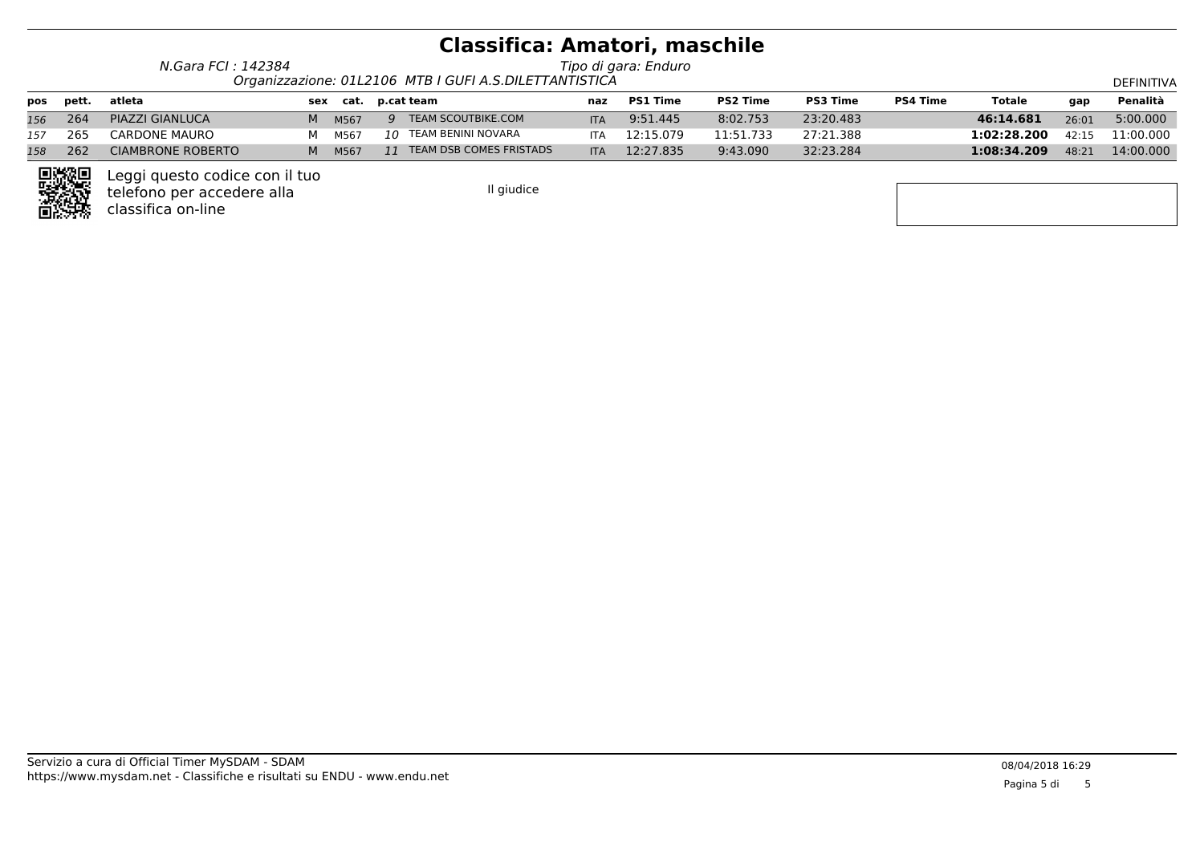# Classifica: Amatori, maschile

*N.Gara FCI : 142384* *Tipo di gara: Enduro*

*Organizzazione: 01L2106 MTB I GUFI A.S.DILETTANTISTICA*

DEFINITIVA

| pos | pett. | atleta | sex | cat. | p.cat | team | naz | PS1 Time | PS2 Time | PS3 Time | PS4 Time | Totale | gap | Penalità |
|---|---|---|---|---|---|---|---|---|---|---|---|---|---|---|
| 156 | 264 | PIAZZI GIANLUCA | M | M567 | 9 | TEAM SCOUTBIKE.COM | ITA | 9:51.445 | 8:02.753 | 23:20.483 | | **46:14.681** | 26:01 | 5:00.000 |
| 157 | 265 | CARDONE MAURO | M | M567 | 10 | TEAM BENINI NOVARA | ITA | 12:15.079 | 11:51.733 | 27:21.388 | | **1:02:28.200** | 42:15 | 11:00.000 |
| 158 | 262 | CIAMBRONE ROBERTO | M | M567 | 11 | TEAM DSB COMES FRISTADS | ITA | 12:27.835 | 9:43.090 | 32:23.284 | | **1:08:34.209** | 48:21 | 14:00.000 |

Leggi questo codice con il tuo telefono per accedere alla classifica on-line

Il giudice

Servizio a cura di Official Timer MySDAM - SDAM
https://www.mysdam.net - Classifiche e risultati su ENDU - www.endu.net

08/04/2018 16:29